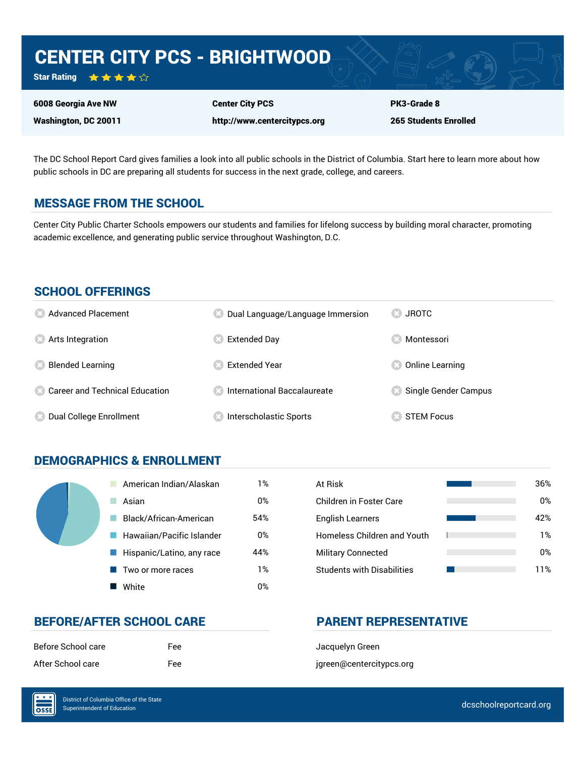# CENTER CITY PCS - BRIGHTWOOD

**Star Rating** ★★★★☆

| | | |
|---|---|---|
| **6008 Georgia Ave NW** | **Center City PCS** | **PK3-Grade 8** |
| **Washington, DC 20011** | **http://www.centercitypcs.org** | **265 Students Enrolled** |

The DC School Report Card gives families a look into all public schools in the District of Columbia. Start here to learn more about how public schools in DC are preparing all students for success in the next grade, college, and careers.

## MESSAGE FROM THE SCHOOL

Center City Public Charter Schools empowers our students and families for lifelong success by building moral character, promoting academic excellence, and generating public service throughout Washington, D.C.

## SCHOOL OFFERINGS

- Advanced Placement
- Arts Integration
- Blended Learning
- Career and Technical Education
- Dual College Enrollment
- Dual Language/Language Immersion
- Extended Day
- Extended Year
- International Baccalaureate
- Interscholastic Sports
- JROTC
- Montessori
- Online Learning
- Single Gender Campus
- STEM Focus

## DEMOGRAPHICS & ENROLLMENT

| Race/Ethnicity | Percent |
|---|---|
| American Indian/Alaskan | 1% |
| Asian | 0% |
| Black/African-American | 54% |
| Hawaiian/Pacific Islander | 0% |
| Hispanic/Latino, any race | 44% |
| Two or more races | 1% |
| White | 0% |

| Student Group | Percent |
|---|---|
| At Risk | 36% |
| Children in Foster Care | 0% |
| English Learners | 42% |
| Homeless Children and Youth | 1% |
| Military Connected | 0% |
| Students with Disabilities | 11% |

## BEFORE/AFTER SCHOOL CARE

| | |
|---|---|
| Before School care | Fee |
| After School care | Fee |

## PARENT REPRESENTATIVE

Jacquelyn Green

jgreen@centercitypcs.org

District of Columbia Office of the State Superintendent of Education

dcschoolreportcard.org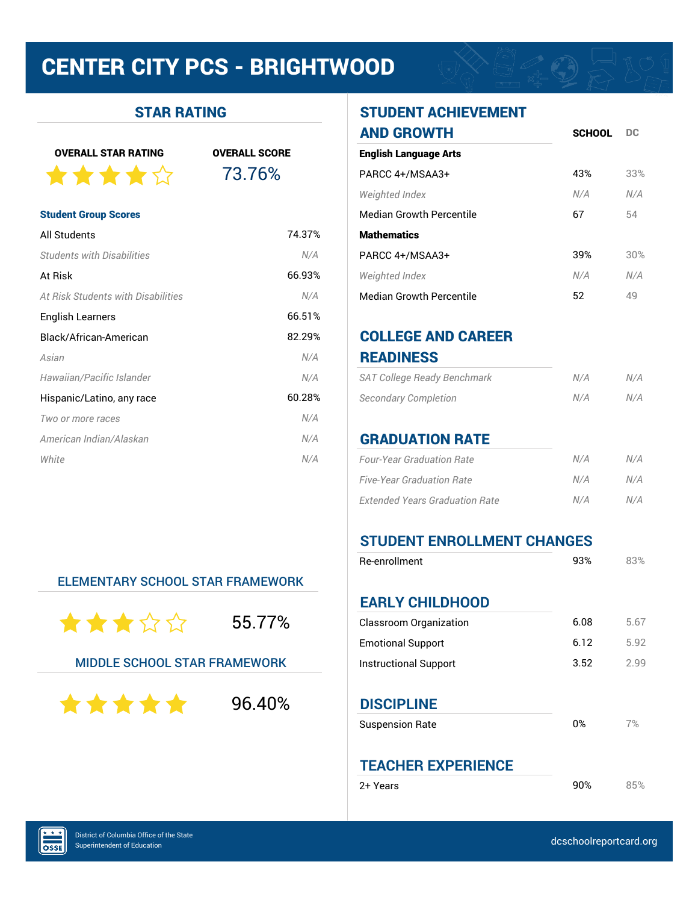# CENTER CITY PCS - BRIGHTWOOD

## STAR RATING

**OVERALL STAR RATING**

★★★★☆

**OVERALL SCORE**

73.76%

### Student Group Scores

| | |
|---|---|
| All Students | 74.37% |
| *Students with Disabilities* | *N/A* |
| At Risk | 66.93% |
| *At Risk Students with Disabilities* | *N/A* |
| English Learners | 66.51% |
| Black/African-American | 82.29% |
| *Asian* | *N/A* |
| *Hawaiian/Pacific Islander* | *N/A* |
| Hispanic/Latino, any race | 60.28% |
| *Two or more races* | *N/A* |
| *American Indian/Alaskan* | *N/A* |
| *White* | *N/A* |

### ELEMENTARY SCHOOL STAR FRAMEWORK

★★★☆☆ 55.77%

### MIDDLE SCHOOL STAR FRAMEWORK

★★★★★ 96.40%

## STUDENT ACHIEVEMENT AND GROWTH

| | SCHOOL | DC |
|---|---|---|
| **English Language Arts** | | |
| PARCC 4+/MSAA3+ | 43% | 33% |
| *Weighted Index* | *N/A* | *N/A* |
| Median Growth Percentile | 67 | 54 |
| **Mathematics** | | |
| PARCC 4+/MSAA3+ | 39% | 30% |
| *Weighted Index* | *N/A* | *N/A* |
| Median Growth Percentile | 52 | 49 |

## COLLEGE AND CAREER READINESS

| | SCHOOL | DC |
|---|---|---|
| *SAT College Ready Benchmark* | *N/A* | *N/A* |
| *Secondary Completion* | *N/A* | *N/A* |

## GRADUATION RATE

| | SCHOOL | DC |
|---|---|---|
| *Four-Year Graduation Rate* | *N/A* | *N/A* |
| *Five-Year Graduation Rate* | *N/A* | *N/A* |
| *Extended Years Graduation Rate* | *N/A* | *N/A* |

## STUDENT ENROLLMENT CHANGES

| | SCHOOL | DC |
|---|---|---|
| Re-enrollment | 93% | 83% |

## EARLY CHILDHOOD

| | SCHOOL | DC |
|---|---|---|
| Classroom Organization | 6.08 | 5.67 |
| Emotional Support | 6.12 | 5.92 |
| Instructional Support | 3.52 | 2.99 |

## DISCIPLINE

| | SCHOOL | DC |
|---|---|---|
| Suspension Rate | 0% | 7% |

## TEACHER EXPERIENCE

| | SCHOOL | DC |
|---|---|---|
| 2+ Years | 90% | 85% |

District of Columbia Office of the State Superintendent of Education

dcschoolreportcard.org